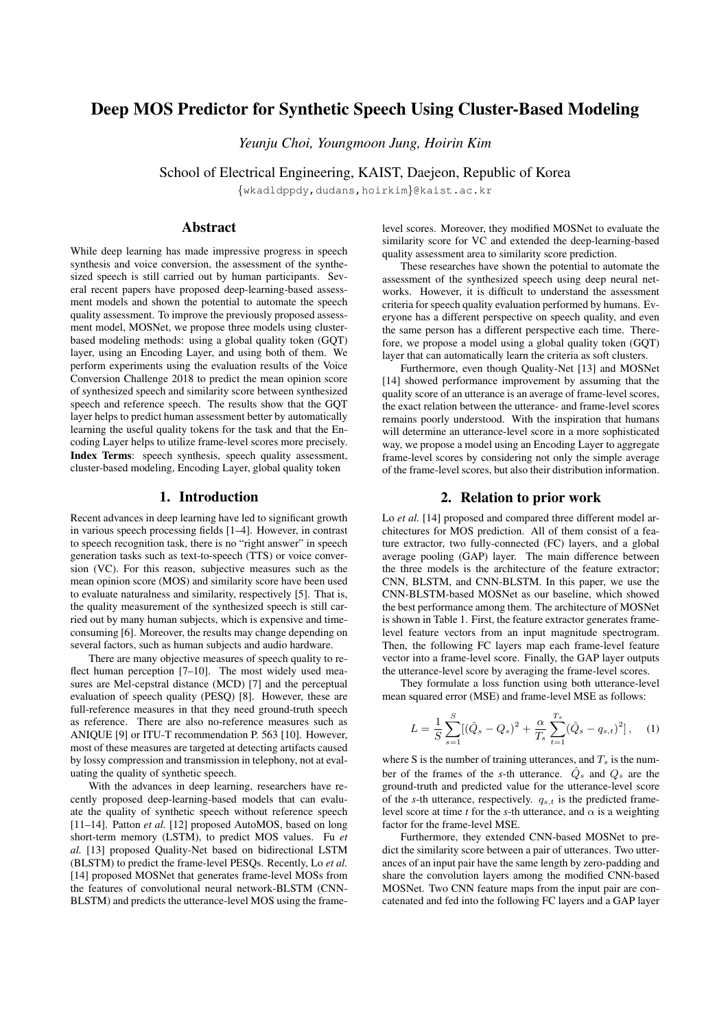# Deep MOS Predictor for Synthetic Speech Using Cluster-Based Modeling

*Yeunju Choi, Youngmoon Jung, Hoirin Kim*

School of Electrical Engineering, KAIST, Daejeon, Republic of Korea

{wkadldppdy,dudans,hoirkim}@kaist.ac.kr

## Abstract

While deep learning has made impressive progress in speech synthesis and voice conversion, the assessment of the synthesized speech is still carried out by human participants. Several recent papers have proposed deep-learning-based assessment models and shown the potential to automate the speech quality assessment. To improve the previously proposed assessment model, MOSNet, we propose three models using cluster-based modeling methods: using a global quality token (GQT) layer, using an Encoding Layer, and using both of them. We perform experiments using the evaluation results of the Voice Conversion Challenge 2018 to predict the mean opinion score of synthesized speech and similarity score between synthesized speech and reference speech. The results show that the GQT layer helps to predict human assessment better by automatically learning the useful quality tokens for the task and that the Encoding Layer helps to utilize frame-level scores more precisely.

**Index Terms**: speech synthesis, speech quality assessment, cluster-based modeling, Encoding Layer, global quality token

## 1. Introduction

Recent advances in deep learning have led to significant growth in various speech processing fields [1–4]. However, in contrast to speech recognition task, there is no "right answer" in speech generation tasks such as text-to-speech (TTS) or voice conversion (VC). For this reason, subjective measures such as the mean opinion score (MOS) and similarity score have been used to evaluate naturalness and similarity, respectively [5]. That is, the quality measurement of the synthesized speech is still carried out by many human subjects, which is expensive and time-consuming [6]. Moreover, the results may change depending on several factors, such as human subjects and audio hardware.

There are many objective measures of speech quality to reflect human perception [7–10]. The most widely used measures are Mel-cepstral distance (MCD) [7] and the perceptual evaluation of speech quality (PESQ) [8]. However, these are full-reference measures in that they need ground-truth speech as reference. There are also no-reference measures such as ANIQUE [9] or ITU-T recommendation P. 563 [10]. However, most of these measures are targeted at detecting artifacts caused by lossy compression and transmission in telephony, not at evaluating the quality of synthetic speech.

With the advances in deep learning, researchers have recently proposed deep-learning-based models that can evaluate the quality of synthetic speech without reference speech [11–14]. Patton *et al.* [12] proposed AutoMOS, based on long short-term memory (LSTM), to predict MOS values. Fu *et al.* [13] proposed Quality-Net based on bidirectional LSTM (BLSTM) to predict the frame-level PESQs. Recently, Lo *et al.* [14] proposed MOSNet that generates frame-level MOSs from the features of convolutional neural network-BLSTM (CNN-BLSTM) and predicts the utterance-level MOS using the frame-level scores. Moreover, they modified MOSNet to evaluate the similarity score for VC and extended the deep-learning-based quality assessment area to similarity score prediction.

These researches have shown the potential to automate the assessment of the synthesized speech using deep neural networks. However, it is difficult to understand the assessment criteria for speech quality evaluation performed by humans. Everyone has a different perspective on speech quality, and even the same person has a different perspective each time. Therefore, we propose a model using a global quality token (GQT) layer that can automatically learn the criteria as soft clusters.

Furthermore, even though Quality-Net [13] and MOSNet [14] showed performance improvement by assuming that the quality score of an utterance is an average of frame-level scores, the exact relation between the utterance- and frame-level scores remains poorly understood. With the inspiration that humans will determine an utterance-level score in a more sophisticated way, we propose a model using an Encoding Layer to aggregate frame-level scores by considering not only the simple average of the frame-level scores, but also their distribution information.

## 2. Relation to prior work

Lo *et al.* [14] proposed and compared three different model architectures for MOS prediction. All of them consist of a feature extractor, two fully-connected (FC) layers, and a global average pooling (GAP) layer. The main difference between the three models is the architecture of the feature extractor; CNN, BLSTM, and CNN-BLSTM. In this paper, we use the CNN-BLSTM-based MOSNet as our baseline, which showed the best performance among them. The architecture of MOSNet is shown in Table 1. First, the feature extractor generates frame-level feature vectors from an input magnitude spectrogram. Then, the following FC layers map each frame-level feature vector into a frame-level score. Finally, the GAP layer outputs the utterance-level score by averaging the frame-level scores.

They formulate a loss function using both utterance-level mean squared error (MSE) and frame-level MSE as follows:

$$L = \frac{1}{S}\sum_{s=1}^{S}[(\hat{Q}_s - Q_s)^2 + \frac{\alpha}{T_s}\sum_{t=1}^{T_s}(\hat{Q}_s - q_{s,t})^2], \quad (1)$$

where S is the number of training utterances, and $T_s$ is the number of the frames of the $s$-th utterance. $\hat{Q}_s$ and $Q_s$ are the ground-truth and predicted value for the utterance-level score of the $s$-th utterance, respectively. $q_{s,t}$ is the predicted frame-level score at time $t$ for the $s$-th utterance, and $\alpha$ is a weighting factor for the frame-level MSE.

Furthermore, they extended CNN-based MOSNet to predict the similarity score between a pair of utterances. Two utterances of an input pair have the same length by zero-padding and share the convolution layers among the modified CNN-based MOSNet. Two CNN feature maps from the input pair are concatenated and fed into the following FC layers and a GAP layer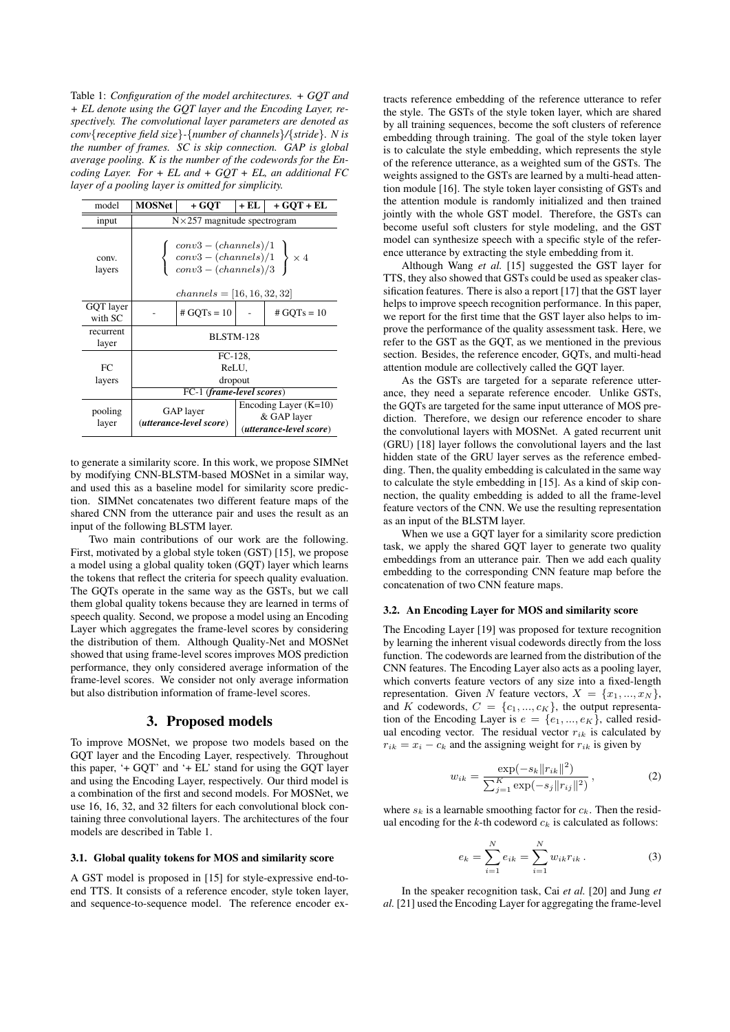Table 1: *Configuration of the model architectures. + GQT and + EL denote using the GQT layer and the Encoding Layer, respectively. The convolutional layer parameters are denoted as conv{receptive field size}-{number of channels}/{stride}. N is the number of frames. SC is skip connection. GAP is global average pooling. K is the number of the codewords for the Encoding Layer. For + EL and + GQT + EL, an additional FC layer of a pooling layer is omitted for simplicity.*

| model | **MOSNet** | **+ GQT** | **+ EL** | **+ GQT + EL** |
|---|---|---|---|---|
| input | N×257 magnitude spectrogram | | | |
| conv. layers | $\left\{ \begin{array}{l} conv3-(channels)/1 \\ conv3-(channels)/1 \\ conv3-(channels)/3 \end{array} \right\} \times 4$ <br> $channels = [16, 16, 32, 32]$ | | | |
| GQT layer with SC | - | # GQTs = 10 | - | # GQTs = 10 |
| recurrent layer | BLSTM-128 | | | |
| FC layers | FC-128, ReLU, dropout <br> FC-1 (***frame-level scores***) | | | |
| pooling layer | GAP layer (*utterance-level score*) | | Encoding Layer (K=10) & GAP layer (*utterance-level score*) | |

to generate a similarity score. In this work, we propose SIMNet by modifying CNN-BLSTM-based MOSNet in a similar way, and used this as a baseline model for similarity score prediction. SIMNet concatenates two different feature maps of the shared CNN from the utterance pair and uses the result as an input of the following BLSTM layer.

Two main contributions of our work are the following. First, motivated by a global style token (GST) [15], we propose a model using a global quality token (GQT) layer which learns the tokens that reflect the criteria for speech quality evaluation. The GQTs operate in the same way as the GSTs, but we call them global quality tokens because they are learned in terms of speech quality. Second, we propose a model using an Encoding Layer which aggregates the frame-level scores by considering the distribution of them. Although Quality-Net and MOSNet showed that using frame-level scores improves MOS prediction performance, they only considered average information of the frame-level scores. We consider not only average information but also distribution information of frame-level scores.

## 3. Proposed models

To improve MOSNet, we propose two models based on the GQT layer and the Encoding Layer, respectively. Throughout this paper, '+ GQT' and '+ EL' stand for using the GQT layer and using the Encoding Layer, respectively. Our third model is a combination of the first and second models. For MOSNet, we use 16, 16, 32, and 32 filters for each convolutional block containing three convolutional layers. The architectures of the four models are described in Table 1.

### 3.1. Global quality tokens for MOS and similarity score

A GST model is proposed in [15] for style-expressive end-to-end TTS. It consists of a reference encoder, style token layer, and sequence-to-sequence model. The reference encoder extracts reference embedding of the reference utterance to refer the style. The GSTs of the style token layer, which are shared by all training sequences, become the soft clusters of reference embedding through training. The goal of the style token layer is to calculate the style embedding, which represents the style of the reference utterance, as a weighted sum of the GSTs. The weights assigned to the GSTs are learned by a multi-head attention module [16]. The style token layer consisting of GSTs and the attention module is randomly initialized and then trained jointly with the whole GST model. Therefore, the GSTs can become useful soft clusters for style modeling, and the GST model can synthesize speech with a specific style of the reference utterance by extracting the style embedding from it.

Although Wang *et al.* [15] suggested the GST layer for TTS, they also showed that GSTs could be used as speaker classification features. There is also a report [17] that the GST layer helps to improve speech recognition performance. In this paper, we report for the first time that the GST layer also helps to improve the performance of the quality assessment task. Here, we refer to the GST as the GQT, as we mentioned in the previous section. Besides, the reference encoder, GQTs, and multi-head attention module are collectively called the GQT layer.

As the GSTs are targeted for a separate reference utterance, they need a separate reference encoder. Unlike GSTs, the GQTs are targeted for the same input utterance of MOS prediction. Therefore, we design our reference encoder to share the convolutional layers with MOSNet. A gated recurrent unit (GRU) [18] layer follows the convolutional layers and the last hidden state of the GRU layer serves as the reference embedding. Then, the quality embedding is calculated in the same way to calculate the style embedding in [15]. As a kind of skip connection, the quality embedding is added to all the frame-level feature vectors of the CNN. We use the resulting representation as an input of the BLSTM layer.

When we use a GQT layer for a similarity score prediction task, we apply the shared GQT layer to generate two quality embeddings from an utterance pair. Then we add each quality embedding to the corresponding CNN feature map before the concatenation of two CNN feature maps.

### 3.2. An Encoding Layer for MOS and similarity score

The Encoding Layer [19] was proposed for texture recognition by learning the inherent visual codewords directly from the loss function. The codewords are learned from the distribution of the CNN features. The Encoding Layer also acts as a pooling layer, which converts feature vectors of any size into a fixed-length representation. Given $N$ feature vectors, $X = \{x_1, ..., x_N\}$, and $K$ codewords, $C = \{c_1, ..., c_K\}$, the output representation of the Encoding Layer is $e = \{e_1, ..., e_K\}$, called residual encoding vector. The residual vector $r_{ik}$ is calculated by $r_{ik} = x_i - c_k$ and the assigning weight for $r_{ik}$ is given by

$$w_{ik} = \frac{\exp(-s_k\|r_{ik}\|^2)}{\sum_{j=1}^{K}\exp(-s_j\|r_{ij}\|^2)}, \tag{2}$$

where $s_k$ is a learnable smoothing factor for $c_k$. Then the residual encoding for the $k$-th codeword $c_k$ is calculated as follows:

$$e_k = \sum_{i=1}^{N} e_{ik} = \sum_{i=1}^{N} w_{ik} r_{ik}. \tag{3}$$

In the speaker recognition task, Cai *et al.* [20] and Jung *et al.* [21] used the Encoding Layer for aggregating the frame-level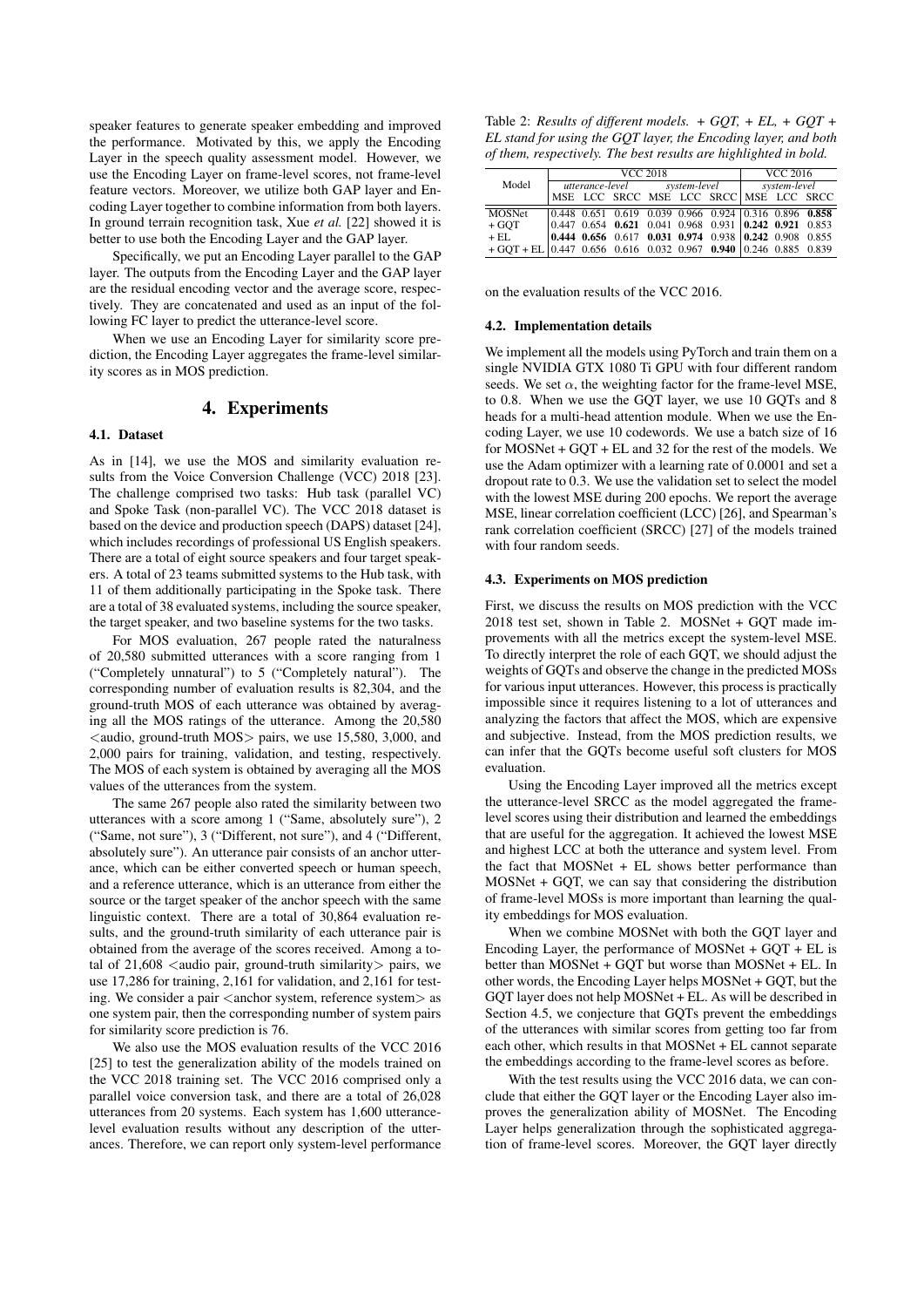speaker features to generate speaker embedding and improved the performance. Motivated by this, we apply the Encoding Layer in the speech quality assessment model. However, we use the Encoding Layer on frame-level scores, not frame-level feature vectors. Moreover, we utilize both GAP layer and Encoding Layer together to combine information from both layers. In ground terrain recognition task, Xue *et al.* [22] showed it is better to use both the Encoding Layer and the GAP layer.

Specifically, we put an Encoding Layer parallel to the GAP layer. The outputs from the Encoding Layer and the GAP layer are the residual encoding vector and the average score, respectively. They are concatenated and used as an input of the following FC layer to predict the utterance-level score.

When we use an Encoding Layer for similarity score prediction, the Encoding Layer aggregates the frame-level similarity scores as in MOS prediction.

# 4. Experiments

## 4.1. Dataset

As in [14], we use the MOS and similarity evaluation results from the Voice Conversion Challenge (VCC) 2018 [23]. The challenge comprised two tasks: Hub task (parallel VC) and Spoke Task (non-parallel VC). The VCC 2018 dataset is based on the device and production speech (DAPS) dataset [24], which includes recordings of professional US English speakers. There are a total of eight source speakers and four target speakers. A total of 23 teams submitted systems to the Hub task, with 11 of them additionally participating in the Spoke task. There are a total of 38 evaluated systems, including the source speaker, the target speaker, and two baseline systems for the two tasks.

For MOS evaluation, 267 people rated the naturalness of 20,580 submitted utterances with a score ranging from 1 ("Completely unnatural") to 5 ("Completely natural"). The corresponding number of evaluation results is 82,304, and the ground-truth MOS of each utterance was obtained by averaging all the MOS ratings of the utterance. Among the 20,580 <audio, ground-truth MOS> pairs, we use 15,580, 3,000, and 2,000 pairs for training, validation, and testing, respectively. The MOS of each system is obtained by averaging all the MOS values of the utterances from the system.

The same 267 people also rated the similarity between two utterances with a score among 1 ("Same, absolutely sure"), 2 ("Same, not sure"), 3 ("Different, not sure"), and 4 ("Different, absolutely sure"). An utterance pair consists of an anchor utterance, which can be either converted speech or human speech, and a reference utterance, which is an utterance from either the source or the target speaker of the anchor speech with the same linguistic context. There are a total of 30,864 evaluation results, and the ground-truth similarity of each utterance pair is obtained from the average of the scores received. Among a total of 21,608 <audio pair, ground-truth similarity> pairs, we use 17,286 for training, 2,161 for validation, and 2,161 for testing. We consider a pair <anchor system, reference system> as one system pair, then the corresponding number of system pairs for similarity score prediction is 76.

We also use the MOS evaluation results of the VCC 2016 [25] to test the generalization ability of the models trained on the VCC 2018 training set. The VCC 2016 comprised only a parallel voice conversion task, and there are a total of 26,028 utterances from 20 systems. Each system has 1,600 utterance-level evaluation results without any description of the utterances. Therefore, we can report only system-level performance on the evaluation results of the VCC 2016.

Table 2: *Results of different models. + GQT, + EL, + GQT + EL stand for using the GQT layer, the Encoding layer, and both of them, respectively. The best results are highlighted in bold.*

| Model | VCC 2018 | | | | | | VCC 2016 | | |
|---|---|---|---|---|---|---|---|---|---|
| | *utterance-level* | | | *system-level* | | | *system-level* | | |
| | MSE | LCC | SRCC | MSE | LCC | SRCC | MSE | LCC | SRCC |
| MOSNet | 0.448 | 0.651 | 0.619 | 0.039 | 0.966 | 0.924 | 0.316 | 0.896 | **0.858** |
| + GQT | 0.447 | 0.654 | **0.621** | 0.041 | 0.968 | 0.931 | **0.242** | **0.921** | 0.853 |
| + EL | **0.444** | **0.656** | 0.617 | **0.031** | **0.974** | 0.938 | **0.242** | 0.908 | 0.855 |
| + GQT + EL | 0.447 | 0.656 | 0.616 | 0.032 | 0.967 | **0.940** | 0.246 | 0.885 | 0.839 |

## 4.2. Implementation details

We implement all the models using PyTorch and train them on a single NVIDIA GTX 1080 Ti GPU with four different random seeds. We set $\alpha$, the weighting factor for the frame-level MSE, to 0.8. When we use the GQT layer, we use 10 GQTs and 8 heads for a multi-head attention module. When we use the Encoding Layer, we use 10 codewords. We use a batch size of 16 for MOSNet + GQT + EL and 32 for the rest of the models. We use the Adam optimizer with a learning rate of 0.0001 and set a dropout rate to 0.3. We use the validation set to select the model with the lowest MSE during 200 epochs. We report the average MSE, linear correlation coefficient (LCC) [26], and Spearman's rank correlation coefficient (SRCC) [27] of the models trained with four random seeds.

## 4.3. Experiments on MOS prediction

First, we discuss the results on MOS prediction with the VCC 2018 test set, shown in Table 2. MOSNet + GQT made improvements with all the metrics except the system-level MSE. To directly interpret the role of each GQT, we should adjust the weights of GQTs and observe the change in the predicted MOSs for various input utterances. However, this process is practically impossible since it requires listening to a lot of utterances and analyzing the factors that affect the MOS, which are expensive and subjective. Instead, from the MOS prediction results, we can infer that the GQTs become useful soft clusters for MOS evaluation.

Using the Encoding Layer improved all the metrics except the utterance-level SRCC as the model aggregated the frame-level scores using their distribution and learned the embeddings that are useful for the aggregation. It achieved the lowest MSE and highest LCC at both the utterance and system level. From the fact that MOSNet + EL shows better performance than MOSNet + GQT, we can say that considering the distribution of frame-level MOSs is more important than learning the quality embeddings for MOS evaluation.

When we combine MOSNet with both the GQT layer and Encoding Layer, the performance of MOSNet + GQT + EL is better than MOSNet + GQT but worse than MOSNet + EL. In other words, the Encoding Layer helps MOSNet + GQT, but the GQT layer does not help MOSNet + EL. As will be described in Section 4.5, we conjecture that GQTs prevent the embeddings of the utterances with similar scores from getting too far from each other, which results in that MOSNet + EL cannot separate the embeddings according to the frame-level scores as before.

With the test results using the VCC 2016 data, we can conclude that either the GQT layer or the Encoding Layer also improves the generalization ability of MOSNet. The Encoding Layer helps generalization through the sophisticated aggregation of frame-level scores. Moreover, the GQT layer directly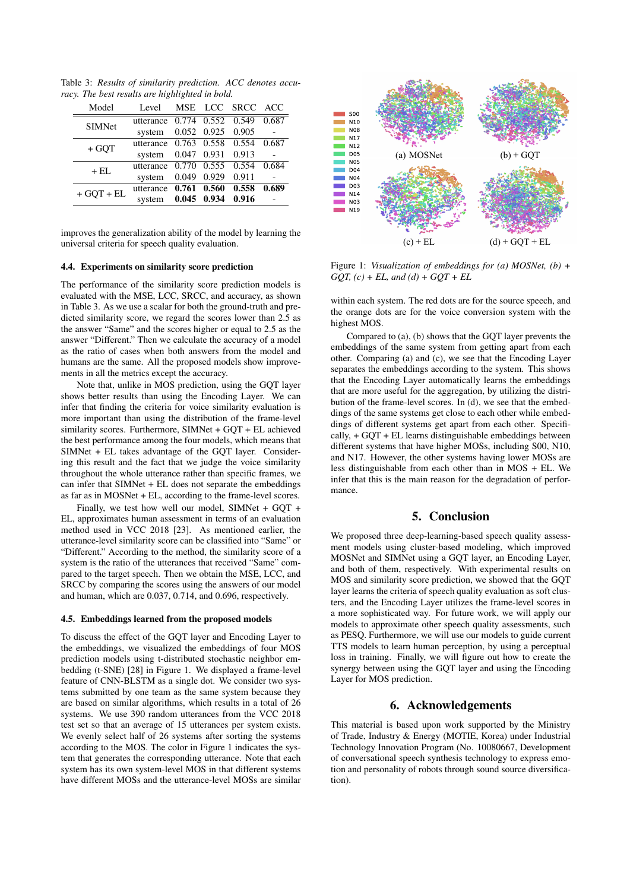Table 3: *Results of similarity prediction. ACC denotes accuracy. The best results are highlighted in bold.*

| Model | Level | MSE | LCC | SRCC | ACC |
|---|---|---|---|---|---|
| SIMNet | utterance | 0.774 | 0.552 | 0.549 | 0.687 |
| | system | 0.052 | 0.925 | 0.905 | - |
| + GQT | utterance | 0.763 | 0.558 | 0.554 | 0.687 |
| | system | 0.047 | 0.931 | 0.913 | - |
| + EL | utterance | 0.770 | 0.555 | 0.554 | 0.684 |
| | system | 0.049 | 0.929 | 0.911 | - |
| + GQT + EL | utterance | **0.761** | **0.560** | **0.558** | **0.689** |
| | system | **0.045** | **0.934** | **0.916** | - |

improves the generalization ability of the model by learning the universal criteria for speech quality evaluation.

### 4.4. Experiments on similarity score prediction

The performance of the similarity score prediction models is evaluated with the MSE, LCC, SRCC, and accuracy, as shown in Table 3. As we use a scalar for both the ground-truth and predicted similarity score, we regard the scores lower than 2.5 as the answer "Same" and the scores higher or equal to 2.5 as the answer "Different." Then we calculate the accuracy of a model as the ratio of cases when both answers from the model and humans are the same. All the proposed models show improvements in all the metrics except the accuracy.

Note that, unlike in MOS prediction, using the GQT layer shows better results than using the Encoding Layer. We can infer that finding the criteria for voice similarity evaluation is more important than using the distribution of the frame-level similarity scores. Furthermore, SIMNet + GQT + EL achieved the best performance among the four models, which means that SIMNet + EL takes advantage of the GQT layer. Considering this result and the fact that we judge the voice similarity throughout the whole utterance rather than specific frames, we can infer that SIMNet + EL does not separate the embeddings as far as in MOSNet + EL, according to the frame-level scores.

Finally, we test how well our model, SIMNet + GQT + EL, approximates human assessment in terms of an evaluation method used in VCC 2018 [23]. As mentioned earlier, the utterance-level similarity score can be classified into "Same" or "Different." According to the method, the similarity score of a system is the ratio of the utterances that received "Same" compared to the target speech. Then we obtain the MSE, LCC, and SRCC by comparing the scores using the answers of our model and human, which are 0.037, 0.714, and 0.696, respectively.

### 4.5. Embeddings learned from the proposed models

To discuss the effect of the GQT layer and Encoding Layer to the embeddings, we visualized the embeddings of four MOS prediction models using t-distributed stochastic neighbor embedding (t-SNE) [28] in Figure 1. We displayed a frame-level feature of CNN-BLSTM as a single dot. We consider two systems submitted by one team as the same system because they are based on similar algorithms, which results in a total of 26 systems. We use 390 random utterances from the VCC 2018 test set so that an average of 15 utterances per system exists. We evenly select half of 26 systems after sorting the systems according to the MOS. The color in Figure 1 indicates the system that generates the corresponding utterance. Note that each system has its own system-level MOS in that different systems have different MOSs and the utterance-level MOSs are similar

Figure 1: *Visualization of embeddings for (a) MOSNet, (b) + GQT, (c) + EL, and (d) + GQT + EL*

within each system. The red dots are for the source speech, and the orange dots are for the voice conversion system with the highest MOS.

Compared to (a), (b) shows that the GQT layer prevents the embeddings of the same system from getting apart from each other. Comparing (a) and (c), we see that the Encoding Layer separates the embeddings according to the system. This shows that the Encoding Layer automatically learns the embeddings that are more useful for the aggregation, by utilizing the distribution of the frame-level scores. In (d), we see that the embeddings of the same systems get close to each other while embeddings of different systems get apart from each other. Specifically, + GQT + EL learns distinguishable embeddings between different systems that have higher MOSs, including S00, N10, and N17. However, the other systems having lower MOSs are less distinguishable from each other than in MOS + EL. We infer that this is the main reason for the degradation of performance.

## 5. Conclusion

We proposed three deep-learning-based speech quality assessment models using cluster-based modeling, which improved MOSNet and SIMNet using a GQT layer, an Encoding Layer, and both of them, respectively. With experimental results on MOS and similarity score prediction, we showed that the GQT layer learns the criteria of speech quality evaluation as soft clusters, and the Encoding Layer utilizes the frame-level scores in a more sophisticated way. For future work, we will apply our models to approximate other speech quality assessments, such as PESQ. Furthermore, we will use our models to guide current TTS models to learn human perception, by using a perceptual loss in training. Finally, we will figure out how to create the synergy between using the GQT layer and using the Encoding Layer for MOS prediction.

## 6. Acknowledgements

This material is based upon work supported by the Ministry of Trade, Industry & Energy (MOTIE, Korea) under Industrial Technology Innovation Program (No. 10080667, Development of conversational speech synthesis technology to express emotion and personality of robots through sound source diversification).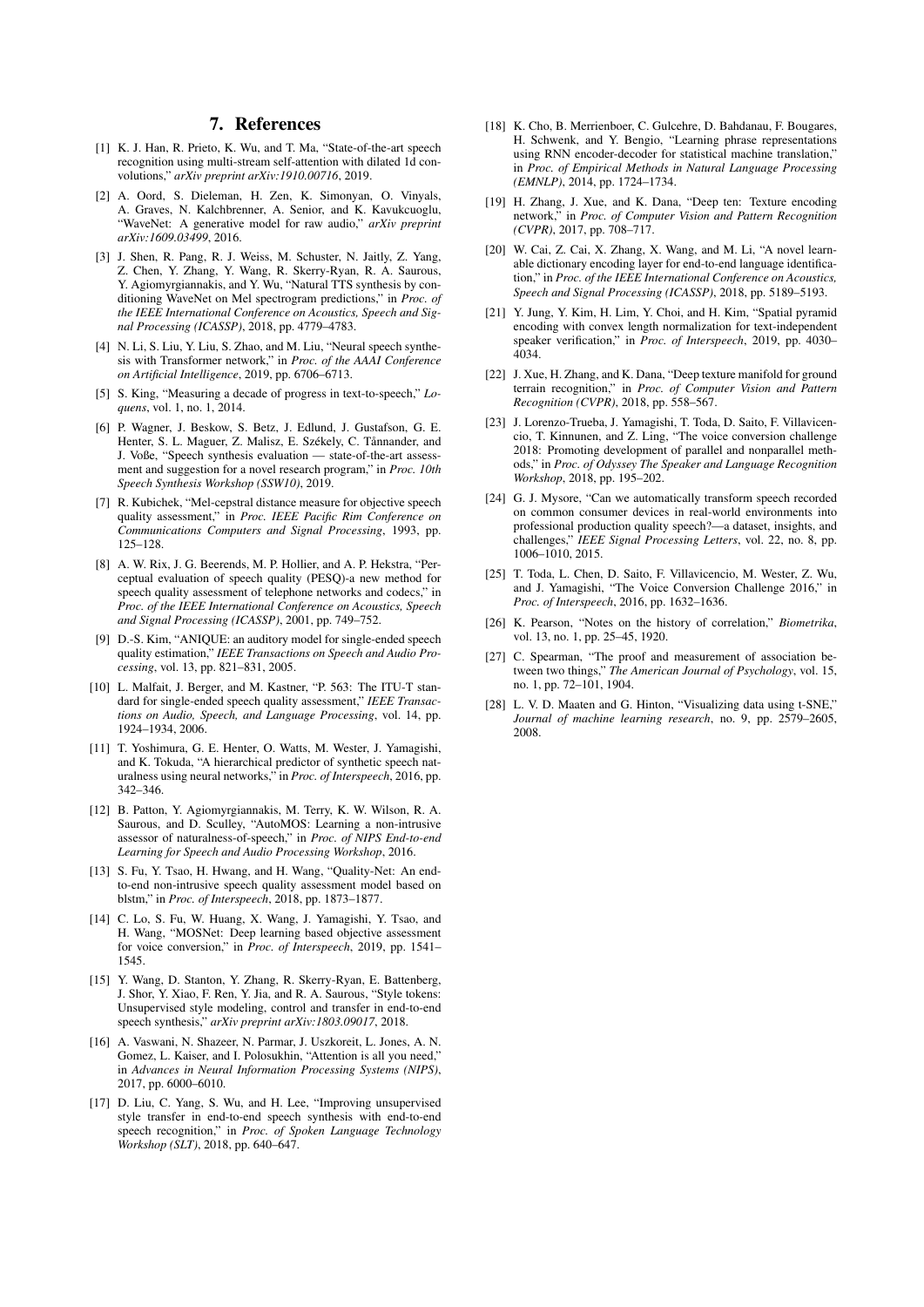## 7. References

[1] K. J. Han, R. Prieto, K. Wu, and T. Ma, "State-of-the-art speech recognition using multi-stream self-attention with dilated 1d convolutions," *arXiv preprint arXiv:1910.00716*, 2019.

[2] A. Oord, S. Dieleman, H. Zen, K. Simonyan, O. Vinyals, A. Graves, N. Kalchbrenner, A. Senior, and K. Kavukcuoglu, "WaveNet: A generative model for raw audio," *arXiv preprint arXiv:1609.03499*, 2016.

[3] J. Shen, R. Pang, R. J. Weiss, M. Schuster, N. Jaitly, Z. Yang, Z. Chen, Y. Zhang, Y. Wang, R. Skerry-Ryan, R. A. Saurous, Y. Agiomyrgiannakis, and Y. Wu, "Natural TTS synthesis by conditioning WaveNet on Mel spectrogram predictions," in *Proc. of the IEEE International Conference on Acoustics, Speech and Signal Processing (ICASSP)*, 2018, pp. 4779–4783.

[4] N. Li, S. Liu, Y. Liu, S. Zhao, and M. Liu, "Neural speech synthesis with Transformer network," in *Proc. of the AAAI Conference on Artificial Intelligence*, 2019, pp. 6706–6713.

[5] S. King, "Measuring a decade of progress in text-to-speech," *Loquens*, vol. 1, no. 1, 2014.

[6] P. Wagner, J. Beskow, S. Betz, J. Edlund, J. Gustafson, G. E. Henter, S. L. Maguer, Z. Malisz, E. Székely, C. Tånnander, and J. Voße, "Speech synthesis evaluation — state-of-the-art assessment and suggestion for a novel research program," in *Proc. 10th Speech Synthesis Workshop (SSW10)*, 2019.

[7] R. Kubichek, "Mel-cepstral distance measure for objective speech quality assessment," in *Proc. IEEE Pacific Rim Conference on Communications Computers and Signal Processing*, 1993, pp. 125–128.

[8] A. W. Rix, J. G. Beerends, M. P. Hollier, and A. P. Hekstra, "Perceptual evaluation of speech quality (PESQ)-a new method for speech quality assessment of telephone networks and codecs," in *Proc. of the IEEE International Conference on Acoustics, Speech and Signal Processing (ICASSP)*, 2001, pp. 749–752.

[9] D.-S. Kim, "ANIQUE: an auditory model for single-ended speech quality estimation," *IEEE Transactions on Speech and Audio Processing*, vol. 13, pp. 821–831, 2005.

[10] L. Malfait, J. Berger, and M. Kastner, "P. 563: The ITU-T standard for single-ended speech quality assessment," *IEEE Transactions on Audio, Speech, and Language Processing*, vol. 14, pp. 1924–1934, 2006.

[11] T. Yoshimura, G. E. Henter, O. Watts, M. Wester, J. Yamagishi, and K. Tokuda, "A hierarchical predictor of synthetic speech naturalness using neural networks," in *Proc. of Interspeech*, 2016, pp. 342–346.

[12] B. Patton, Y. Agiomyrgiannakis, M. Terry, K. W. Wilson, R. A. Saurous, and D. Sculley, "AutoMOS: Learning a non-intrusive assessor of naturalness-of-speech," in *Proc. of NIPS End-to-end Learning for Speech and Audio Processing Workshop*, 2016.

[13] S. Fu, Y. Tsao, H. Hwang, and H. Wang, "Quality-Net: An end-to-end non-intrusive speech quality assessment model based on blstm," in *Proc. of Interspeech*, 2018, pp. 1873–1877.

[14] C. Lo, S. Fu, W. Huang, X. Wang, J. Yamagishi, Y. Tsao, and H. Wang, "MOSNet: Deep learning based objective assessment for voice conversion," in *Proc. of Interspeech*, 2019, pp. 1541–1545.

[15] Y. Wang, D. Stanton, Y. Zhang, R. Skerry-Ryan, E. Battenberg, J. Shor, Y. Xiao, F. Ren, Y. Jia, and R. A. Saurous, "Style tokens: Unsupervised style modeling, control and transfer in end-to-end speech synthesis," *arXiv preprint arXiv:1803.09017*, 2018.

[16] A. Vaswani, N. Shazeer, N. Parmar, J. Uszkoreit, L. Jones, A. N. Gomez, L. Kaiser, and I. Polosukhin, "Attention is all you need," in *Advances in Neural Information Processing Systems (NIPS)*, 2017, pp. 6000–6010.

[17] D. Liu, C. Yang, S. Wu, and H. Lee, "Improving unsupervised style transfer in end-to-end speech synthesis with end-to-end speech recognition," in *Proc. of Spoken Language Technology Workshop (SLT)*, 2018, pp. 640–647.

[18] K. Cho, B. Merrienboer, C. Gulcehre, D. Bahdanau, F. Bougares, H. Schwenk, and Y. Bengio, "Learning phrase representations using RNN encoder-decoder for statistical machine translation," in *Proc. of Empirical Methods in Natural Language Processing (EMNLP)*, 2014, pp. 1724–1734.

[19] H. Zhang, J. Xue, and K. Dana, "Deep ten: Texture encoding network," in *Proc. of Computer Vision and Pattern Recognition (CVPR)*, 2017, pp. 708–717.

[20] W. Cai, Z. Cai, X. Zhang, X. Wang, and M. Li, "A novel learnable dictionary encoding layer for end-to-end language identification," in *Proc. of the IEEE International Conference on Acoustics, Speech and Signal Processing (ICASSP)*, 2018, pp. 5189–5193.

[21] Y. Jung, Y. Kim, H. Lim, Y. Choi, and H. Kim, "Spatial pyramid encoding with convex length normalization for text-independent speaker verification," in *Proc. of Interspeech*, 2019, pp. 4030–4034.

[22] J. Xue, H. Zhang, and K. Dana, "Deep texture manifold for ground terrain recognition," in *Proc. of Computer Vision and Pattern Recognition (CVPR)*, 2018, pp. 558–567.

[23] J. Lorenzo-Trueba, J. Yamagishi, T. Toda, D. Saito, F. Villavicencio, T. Kinnunen, and Z. Ling, "The voice conversion challenge 2018: Promoting development of parallel and nonparallel methods," in *Proc. of Odyssey The Speaker and Language Recognition Workshop*, 2018, pp. 195–202.

[24] G. J. Mysore, "Can we automatically transform speech recorded on common consumer devices in real-world environments into professional production quality speech?—a dataset, insights, and challenges," *IEEE Signal Processing Letters*, vol. 22, no. 8, pp. 1006–1010, 2015.

[25] T. Toda, L. Chen, D. Saito, F. Villavicencio, M. Wester, Z. Wu, and J. Yamagishi, "The Voice Conversion Challenge 2016," in *Proc. of Interspeech*, 2016, pp. 1632–1636.

[26] K. Pearson, "Notes on the history of correlation," *Biometrika*, vol. 13, no. 1, pp. 25–45, 1920.

[27] C. Spearman, "The proof and measurement of association between two things," *The American Journal of Psychology*, vol. 15, no. 1, pp. 72–101, 1904.

[28] L. V. D. Maaten and G. Hinton, "Visualizing data using t-SNE," *Journal of machine learning research*, no. 9, pp. 2579–2605, 2008.